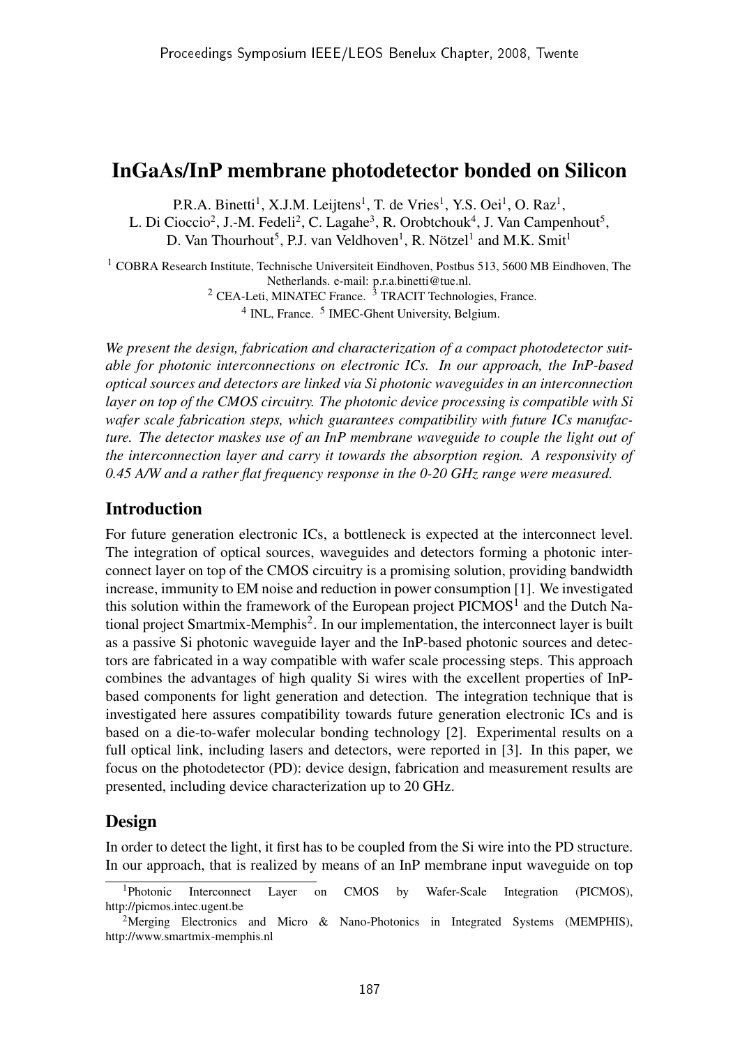# InGaAs/InP membrane photodetector bonded on Silicon

P.R.A. Binetti[1], X.J.M. Leijtens[1], T. de Vries[1], Y.S. Oei[1], O. Raz[1], L. Di Cioccio[2], J.-M. Fedeli[2], C. Lagahe[3], R. Orobtchouk[4], J. Van Campenhout[5], D. Van Thourhout[5], P.J. van Veldhoven[1], R. Nötzel[1] and M.K. Smit[1]

[1] COBRA Research Institute, Technische Universiteit Eindhoven, Postbus 513, 5600 MB Eindhoven, The Netherlands. e-mail: p.r.a.binetti@tue.nl.
[2] CEA-Leti, MINATEC France. [3] TRACIT Technologies, France.
[4] INL, France. [5] IMEC-Ghent University, Belgium.

*We present the design, fabrication and characterization of a compact photodetector suitable for photonic interconnections on electronic ICs. In our approach, the InP-based optical sources and detectors are linked via Si photonic waveguides in an interconnection layer on top of the CMOS circuitry. The photonic device processing is compatible with Si wafer scale fabrication steps, which guarantees compatibility with future ICs manufacture. The detector maskes use of an InP membrane waveguide to couple the light out of the interconnection layer and carry it towards the absorption region. A responsivity of 0.45 A/W and a rather flat frequency response in the 0-20 GHz range were measured.*

## Introduction

For future generation electronic ICs, a bottleneck is expected at the interconnect level. The integration of optical sources, waveguides and detectors forming a photonic interconnect layer on top of the CMOS circuitry is a promising solution, providing bandwidth increase, immunity to EM noise and reduction in power consumption [1]. We investigated this solution within the framework of the European project PICMOS[1] and the Dutch National project Smartmix-Memphis[2]. In our implementation, the interconnect layer is built as a passive Si photonic waveguide layer and the InP-based photonic sources and detectors are fabricated in a way compatible with wafer scale processing steps. This approach combines the advantages of high quality Si wires with the excellent properties of InP-based components for light generation and detection. The integration technique that is investigated here assures compatibility towards future generation electronic ICs and is based on a die-to-wafer molecular bonding technology [2]. Experimental results on a full optical link, including lasers and detectors, were reported in [3]. In this paper, we focus on the photodetector (PD): device design, fabrication and measurement results are presented, including device characterization up to 20 GHz.

## Design

In order to detect the light, it first has to be coupled from the Si wire into the PD structure. In our approach, that is realized by means of an InP membrane input waveguide on top

[1] Photonic Interconnect Layer on CMOS by Wafer-Scale Integration (PICMOS), http://picmos.intec.ugent.be

[2] Merging Electronics and Micro & Nano-Photonics in Integrated Systems (MEMPHIS), http://www.smartmix-memphis.nl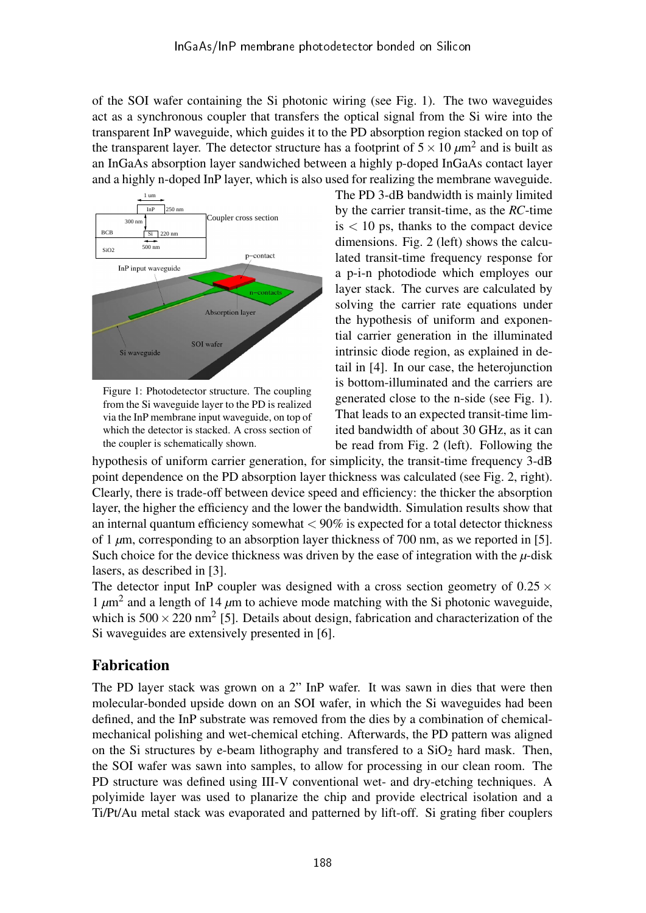of the SOI wafer containing the Si photonic wiring (see Fig. 1). The two waveguides act as a synchronous coupler that transfers the optical signal from the Si wire into the transparent InP waveguide, which guides it to the PD absorption region stacked on top of the transparent layer. The detector structure has a footprint of $5 \times 10\ \mu\text{m}^2$ and is built as an InGaAs absorption layer sandwiched between a highly p-doped InGaAs contact layer and a highly n-doped InP layer, which is also used for realizing the membrane waveguide.

Figure 1: Photodetector structure. The coupling from the Si waveguide layer to the PD is realized via the InP membrane input waveguide, on top of which the detector is stacked. A cross section of the coupler is schematically shown.

The PD 3-dB bandwidth is mainly limited by the carrier transit-time, as the *RC*-time is $< 10$ ps, thanks to the compact device dimensions. Fig. 2 (left) shows the calculated transit-time frequency response for a p-i-n photodiode which employes our layer stack. The curves are calculated by solving the carrier rate equations under the hypothesis of uniform and exponential carrier generation in the illuminated intrinsic diode region, as explained in detail in [4]. In our case, the heterojunction is bottom-illuminated and the carriers are generated close to the n-side (see Fig. 1). That leads to an expected transit-time limited bandwidth of about 30 GHz, as it can be read from Fig. 2 (left). Following the hypothesis of uniform carrier generation, for simplicity, the transit-time frequency 3-dB point dependence on the PD absorption layer thickness was calculated (see Fig. 2, right). Clearly, there is trade-off between device speed and efficiency: the thicker the absorption layer, the higher the efficiency and the lower the bandwidth. Simulation results show that an internal quantum efficiency somewhat $< 90\%$ is expected for a total detector thickness of 1 $\mu$m, corresponding to an absorption layer thickness of 700 nm, as we reported in [5]. Such choice for the device thickness was driven by the ease of integration with the $\mu$-disk lasers, as described in [3].

The detector input InP coupler was designed with a cross section geometry of $0.25 \times 1\ \mu\text{m}^2$ and a length of 14 $\mu$m to achieve mode matching with the Si photonic waveguide, which is $500 \times 220\ \text{nm}^2$ [5]. Details about design, fabrication and characterization of the Si waveguides are extensively presented in [6].

## Fabrication

The PD layer stack was grown on a 2" InP wafer. It was sawn in dies that were then molecular-bonded upside down on an SOI wafer, in which the Si waveguides had been defined, and the InP substrate was removed from the dies by a combination of chemical-mechanical polishing and wet-chemical etching. Afterwards, the PD pattern was aligned on the Si structures by e-beam lithography and transfered to a $SiO_2$ hard mask. Then, the SOI wafer was sawn into samples, to allow for processing in our clean room. The PD structure was defined using III-V conventional wet- and dry-etching techniques. A polyimide layer was used to planarize the chip and provide electrical isolation and a Ti/Pt/Au metal stack was evaporated and patterned by lift-off. Si grating fiber couplers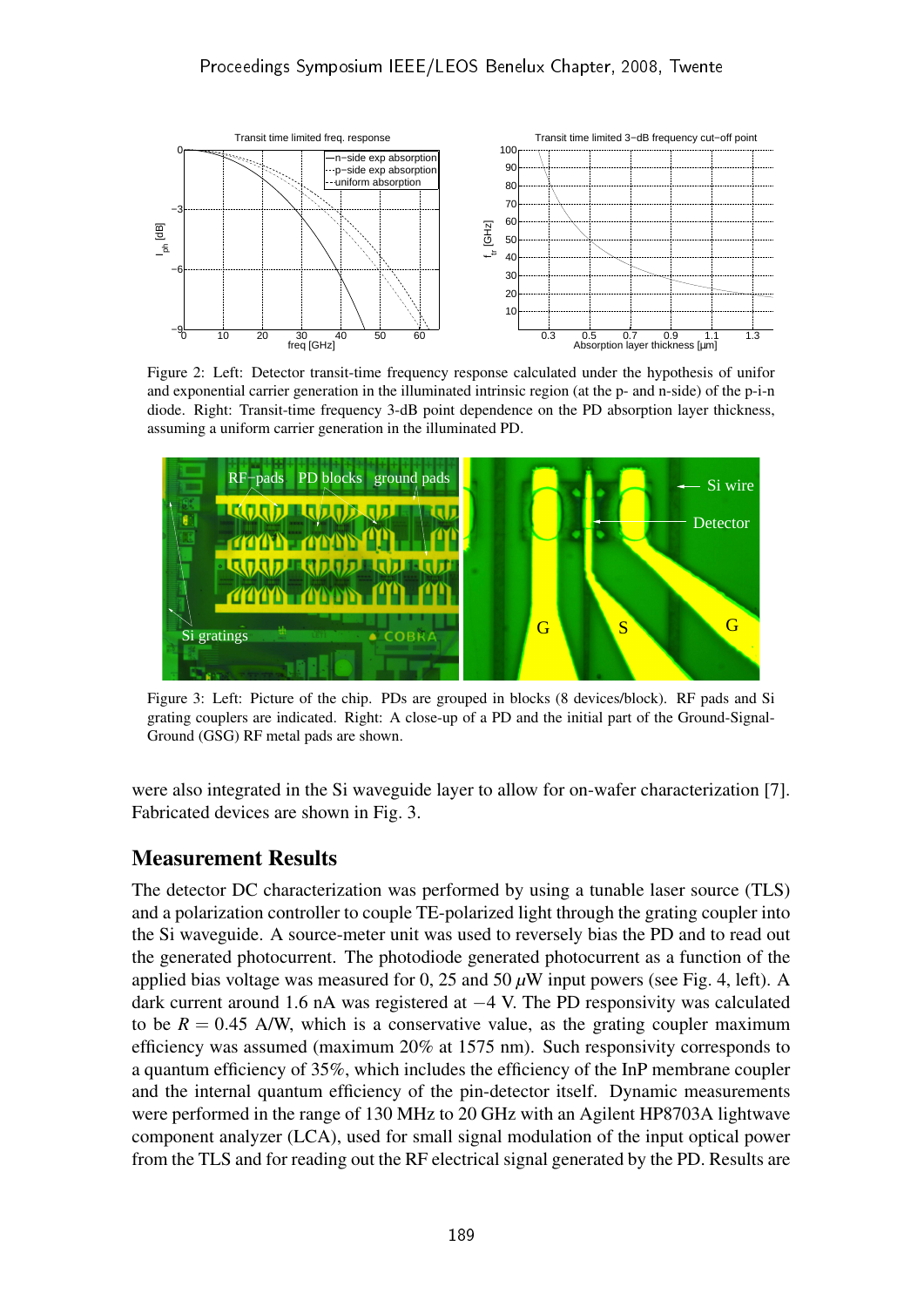Figure 2: Left: Detector transit-time frequency response calculated under the hypothesis of unifor and exponential carrier generation in the illuminated intrinsic region (at the p- and n-side) of the p-i-n diode. Right: Transit-time frequency 3-dB point dependence on the PD absorption layer thickness, assuming a uniform carrier generation in the illuminated PD.

Figure 3: Left: Picture of the chip. PDs are grouped in blocks (8 devices/block). RF pads and Si grating couplers are indicated. Right: A close-up of a PD and the initial part of the Ground-Signal-Ground (GSG) RF metal pads are shown.

were also integrated in the Si waveguide layer to allow for on-wafer characterization [7]. Fabricated devices are shown in Fig. 3.

## Measurement Results

The detector DC characterization was performed by using a tunable laser source (TLS) and a polarization controller to couple TE-polarized light through the grating coupler into the Si waveguide. A source-meter unit was used to reversely bias the PD and to read out the generated photocurrent. The photodiode generated photocurrent as a function of the applied bias voltage was measured for 0, 25 and 50 $\mu$W input powers (see Fig. 4, left). A dark current around 1.6 nA was registered at $-4$ V. The PD responsivity was calculated to be $R = 0.45$ A/W, which is a conservative value, as the grating coupler maximum efficiency was assumed (maximum 20% at 1575 nm). Such responsivity corresponds to a quantum efficiency of 35%, which includes the efficiency of the InP membrane coupler and the internal quantum efficiency of the pin-detector itself. Dynamic measurements were performed in the range of 130 MHz to 20 GHz with an Agilent HP8703A lightwave component analyzer (LCA), used for small signal modulation of the input optical power from the TLS and for reading out the RF electrical signal generated by the PD. Results are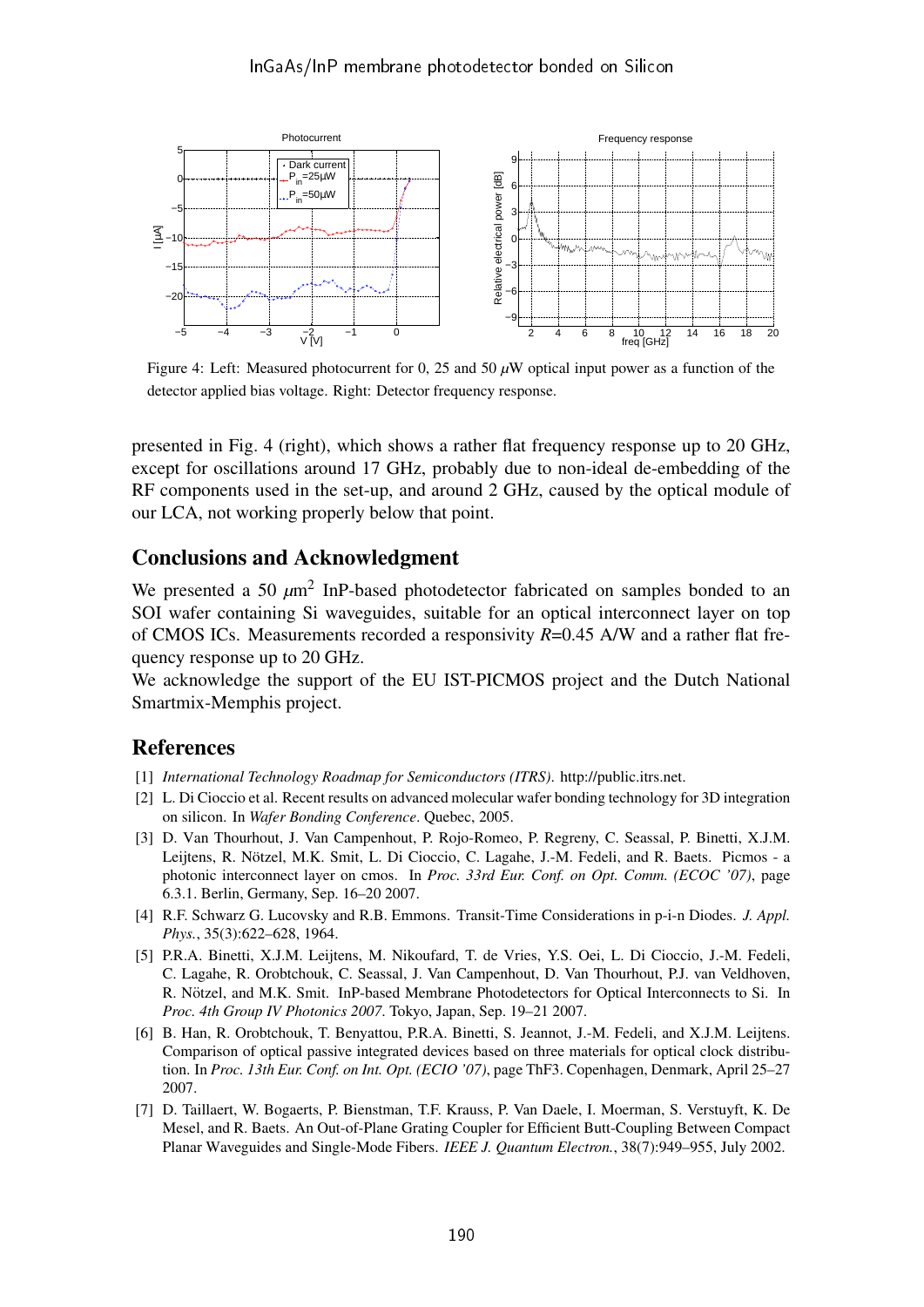Photocurrent

5
0
−5
−10
−15
−20

I [μA]

−5 −4 −3 −2 −1 0
V [V]

Dark current
$P_{in}$=25μW
$P_{in}$=50μW

Frequency response

9
6
3
0
−3
−6
−9

Relative electrical power [dB]

2 4 6 8 10 12 14 16 18 20
freq [GHz]

Figure 4: Left: Measured photocurrent for 0, 25 and 50 $\mu$W optical input power as a function of the detector applied bias voltage. Right: Detector frequency response.

presented in Fig. 4 (right), which shows a rather flat frequency response up to 20 GHz, except for oscillations around 17 GHz, probably due to non-ideal de-embedding of the RF components used in the set-up, and around 2 GHz, caused by the optical module of our LCA, not working properly below that point.

## Conclusions and Acknowledgment

We presented a 50 $\mu$m$^2$ InP-based photodetector fabricated on samples bonded to an SOI wafer containing Si waveguides, suitable for an optical interconnect layer on top of CMOS ICs. Measurements recorded a responsivity $R$=0.45 A/W and a rather flat frequency response up to 20 GHz.

We acknowledge the support of the EU IST-PICMOS project and the Dutch National Smartmix-Memphis project.

## References

[1] *International Technology Roadmap for Semiconductors (ITRS)*. http://public.itrs.net.

[2] L. Di Cioccio et al. Recent results on advanced molecular wafer bonding technology for 3D integration on silicon. In *Wafer Bonding Conference*. Quebec, 2005.

[3] D. Van Thourhout, J. Van Campenhout, P. Rojo-Romeo, P. Regreny, C. Seassal, P. Binetti, X.J.M. Leijtens, R. Nötzel, M.K. Smit, L. Di Cioccio, C. Lagahe, J.-M. Fedeli, and R. Baets. Picmos - a photonic interconnect layer on cmos. In *Proc. 33rd Eur. Conf. on Opt. Comm. (ECOC '07)*, page 6.3.1. Berlin, Germany, Sep. 16–20 2007.

[4] R.F. Schwarz G. Lucovsky and R.B. Emmons. Transit-Time Considerations in p-i-n Diodes. *J. Appl. Phys.*, 35(3):622–628, 1964.

[5] P.R.A. Binetti, X.J.M. Leijtens, M. Nikoufard, T. de Vries, Y.S. Oei, L. Di Cioccio, J.-M. Fedeli, C. Lagahe, R. Orobtchouk, C. Seassal, J. Van Campenhout, D. Van Thourhout, P.J. van Veldhoven, R. Nötzel, and M.K. Smit. InP-based Membrane Photodetectors for Optical Interconnects to Si. In *Proc. 4th Group IV Photonics 2007*. Tokyo, Japan, Sep. 19–21 2007.

[6] B. Han, R. Orobtchouk, T. Benyattou, P.R.A. Binetti, S. Jeannot, J.-M. Fedeli, and X.J.M. Leijtens. Comparison of optical passive integrated devices based on three materials for optical clock distribution. In *Proc. 13th Eur. Conf. on Int. Opt. (ECIO '07)*, page ThF3. Copenhagen, Denmark, April 25–27 2007.

[7] D. Taillaert, W. Bogaerts, P. Bienstman, T.F. Krauss, P. Van Daele, I. Moerman, S. Verstuyft, K. De Mesel, and R. Baets. An Out-of-Plane Grating Coupler for Efficient Butt-Coupling Between Compact Planar Waveguides and Single-Mode Fibers. *IEEE J. Quantum Electron.*, 38(7):949–955, July 2002.